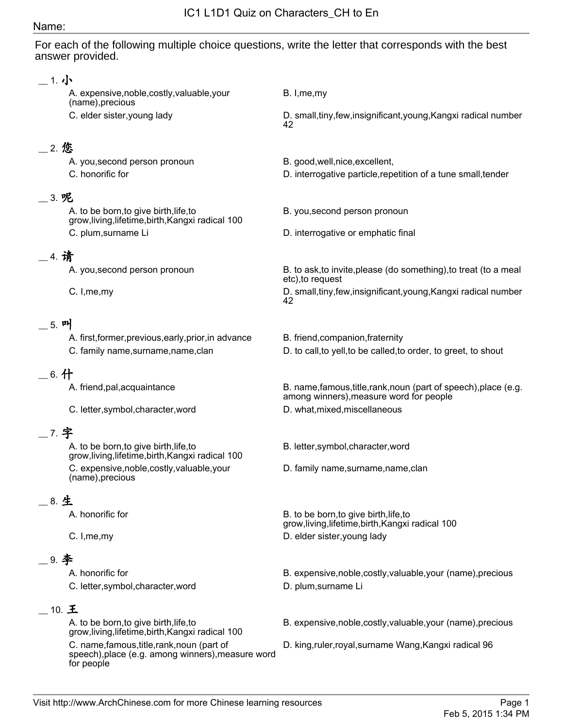# IC1 L1D1 Quiz on Characters_CH to En

Name:

For each of the following multiple choice questions, write the letter that corresponds with the best answer provided.

__ 1. 小

A. expensive,noble,costly,valuable,your (name),precious

B. I,me,my

C. elder sister,young lady

D. small,tiny,few,insignificant,young,Kangxi radical number 42

__ 2. 您

A. you,second person pronoun

B. good,well,nice,excellent,

C. honorific for

D. interrogative particle,repetition of a tune small,tender

__ 3. 呢

A. to be born,to give birth,life,to grow,living,lifetime,birth,Kangxi radical 100

B. you,second person pronoun

C. plum,surname Li

D. interrogative or emphatic final

__ 4. 请

A. you,second person pronoun

B. to ask,to invite,please (do something),to treat (to a meal etc),to request

C. I,me,my

D. small,tiny,few,insignificant,young,Kangxi radical number 42

__ 5. 叫

A. first,former,previous,early,prior,in advance

B. friend,companion,fraternity

C. family name,surname,name,clan

D. to call,to yell,to be called,to order, to greet, to shout

__ 6. 什

A. friend,pal,acquaintance

B. name,famous,title,rank,noun (part of speech),place (e.g. among winners),measure word for people

C. letter,symbol,character,word

D. what,mixed,miscellaneous

__ 7. 字

A. to be born,to give birth,life,to grow,living,lifetime,birth,Kangxi radical 100

B. letter,symbol,character,word

C. expensive,noble,costly,valuable,your (name),precious

D. family name,surname,name,clan

__ 8. 生

A. honorific for

B. to be born,to give birth,life,to grow,living,lifetime,birth,Kangxi radical 100

C. I,me,my

D. elder sister,young lady

__ 9. 李

A. honorific for

B. expensive,noble,costly,valuable,your (name),precious

C. letter,symbol,character,word

D. plum,surname Li

__ 10. 王

A. to be born,to give birth,life,to grow,living,lifetime,birth,Kangxi radical 100

B. expensive,noble,costly,valuable,your (name),precious

C. name,famous,title,rank,noun (part of speech),place (e.g. among winners),measure word for people

D. king,ruler,royal,surname Wang,Kangxi radical 96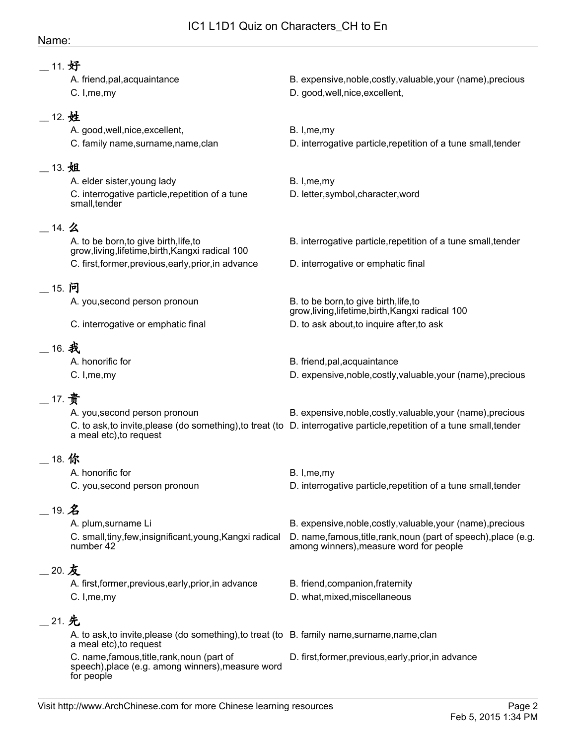Name:

__ 11. **好**

A. friend,pal,acquaintance
B. expensive,noble,costly,valuable,your (name),precious
C. I,me,my
D. good,well,nice,excellent,

__ 12. **姓**

A. good,well,nice,excellent,
B. I,me,my
C. family name,surname,name,clan
D. interrogative particle,repetition of a tune small,tender

__ 13. **姐**

A. elder sister,young lady
B. I,me,my
C. interrogative particle,repetition of a tune small,tender
D. letter,symbol,character,word

__ 14. **么**

A. to be born,to give birth,life,to grow,living,lifetime,birth,Kangxi radical 100
B. interrogative particle,repetition of a tune small,tender
C. first,former,previous,early,prior,in advance
D. interrogative or emphatic final

__ 15. **问**

A. you,second person pronoun
B. to be born,to give birth,life,to grow,living,lifetime,birth,Kangxi radical 100
C. interrogative or emphatic final
D. to ask about,to inquire after,to ask

__ 16. **我**

A. honorific for
B. friend,pal,acquaintance
C. I,me,my
D. expensive,noble,costly,valuable,your (name),precious

__ 17. **贵**

A. you,second person pronoun
B. expensive,noble,costly,valuable,your (name),precious
C. to ask,to invite,please (do something),to treat (to a meal etc),to request
D. interrogative particle,repetition of a tune small,tender

__ 18. **你**

A. honorific for
B. I,me,my
C. you,second person pronoun
D. interrogative particle,repetition of a tune small,tender

__ 19. **名**

A. plum,surname Li
B. expensive,noble,costly,valuable,your (name),precious
C. small,tiny,few,insignificant,young,Kangxi radical number 42
D. name,famous,title,rank,noun (part of speech),place (e.g. among winners),measure word for people

__ 20. **友**

A. first,former,previous,early,prior,in advance
B. friend,companion,fraternity
C. I,me,my
D. what,mixed,miscellaneous

__ 21. **先**

A. to ask,to invite,please (do something),to treat (to a meal etc),to request
B. family name,surname,name,clan
C. name,famous,title,rank,noun (part of speech),place (e.g. among winners),measure word for people
D. first,former,previous,early,prior,in advance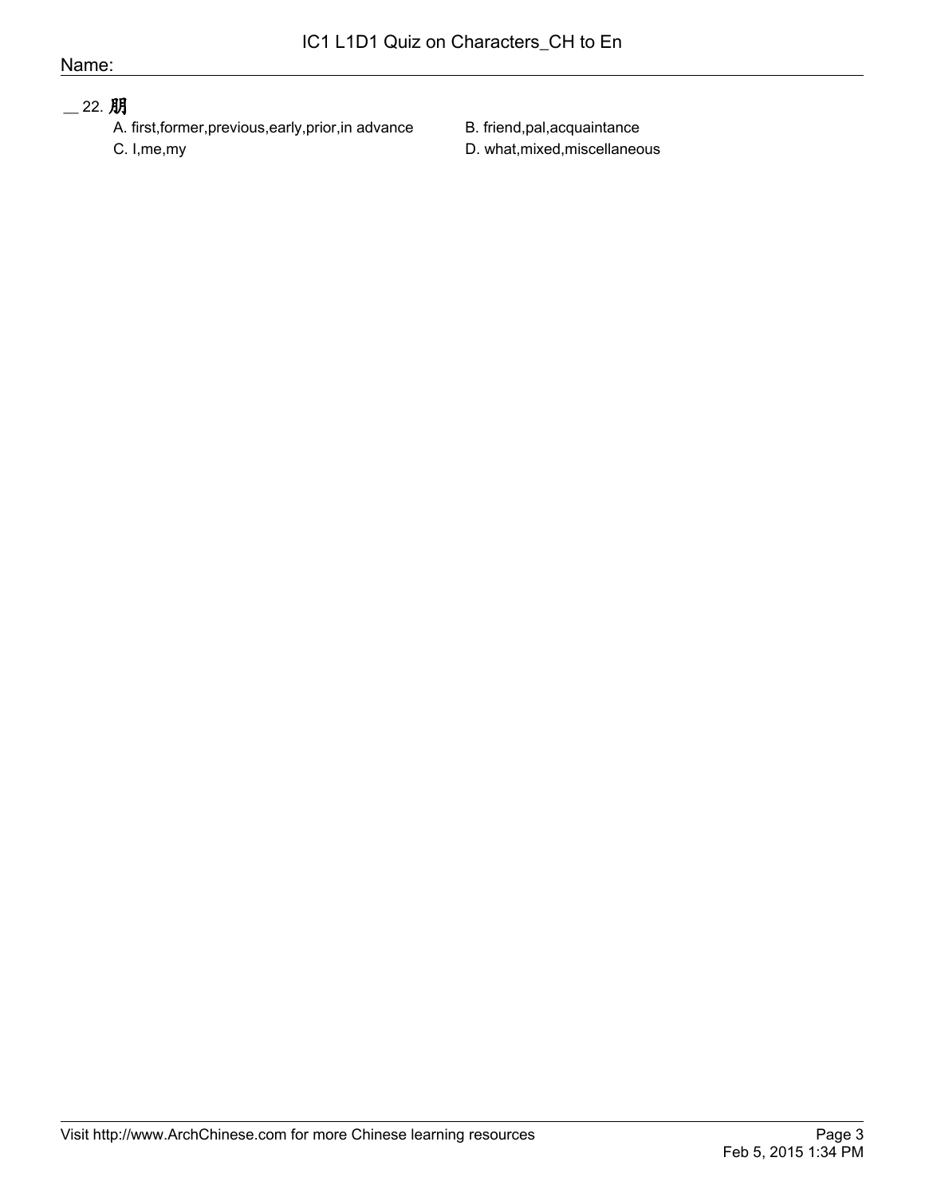Name:

__ 22. 朋

A. first,former,previous,early,prior,in advance

B. friend,pal,acquaintance

C. I,me,my

D. what,mixed,miscellaneous